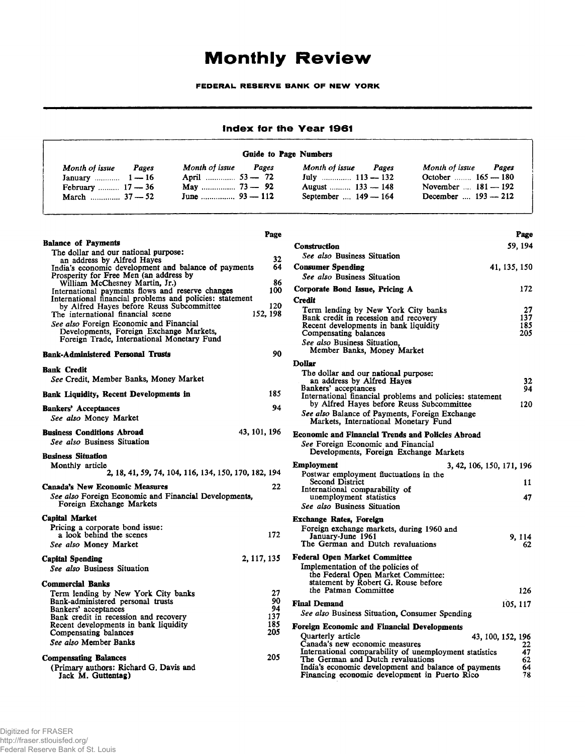# Monthly Review

**FEDERAL RESERVE BANK OF NEW YORK**

## Index for the Year 1961

**Guide to Page Numbers**

| *Month of issue* | *Pages* | *Month of issue* | *Pages* | *Month of issue* | *Pages* | *Month of issue* | *Pages* |
|---|---|---|---|---|---|---|---|
| January | 1 — 16 | April | 53 — 72 | July | 113 — 132 | October | 165 — 180 |
| February | 17 — 36 | May | 73 — 92 | August | 133 — 148 | November | 181 — 192 |
| March | 37 — 52 | June | 93 — 112 | September | 149 — 164 | December | 193 — 212 |

| | Page |
|---|---|
| **Balance of Payments** | |
| The dollar and our national purpose: an address by Alfred Hayes | 32 |
| India's economic development and balance of payments | 64 |
| Prosperity for Free Men (an address by William McChesney Martin, Jr.) | 86 |
| International payments flows and reserve changes | 100 |
| International financial problems and policies: statement by Alfred Hayes before Reuss Subcommittee | 120 |
| The international financial scene | 152, 198 |
| *See also* Foreign Economic and Financial Developments, Foreign Exchange Markets, Foreign Trade, International Monetary Fund | |
| **Bank-Administered Personal Trusts** | 90 |
| **Bank Credit** | |
| *See* Credit, Member Banks, Money Market | |
| **Bank Liquidity, Recent Developments in** | 185 |
| **Bankers' Acceptances** | 94 |
| *See also* Money Market | |
| **Business Conditions Abroad** | 43, 101, 196 |
| *See also* Business Situation | |
| **Business Situation** | |
| Monthly article | 2, 18, 41, 59, 74, 104, 116, 134, 150, 170, 182, 194 |
| **Canada's New Economic Measures** | 22 |
| *See also* Foreign Economic and Financial Developments, Foreign Exchange Markets | |
| **Capital Market** | |
| Pricing a corporate bond issue: a look behind the scenes | 172 |
| *See also* Money Market | |
| **Capital Spending** | 2, 117, 135 |
| *See also* Business Situation | |
| **Commercial Banks** | |
| Term lending by New York City banks | 27 |
| Bank-administered personal trusts | 90 |
| Bankers' acceptances | 94 |
| Bank credit in recession and recovery | 137 |
| Recent developments in bank liquidity | 185 |
| Compensating balances | 205 |
| *See also* Member Banks | |
| **Compensating Balances** | 205 |
| (Primary authors: Richard G. Davis and Jack M. Guttentag) | |
| **Construction** | 59, 194 |
| *See also* Business Situation | |
| **Consumer Spending** | 41, 135, 150 |
| *See also* Business Situation | |
| **Corporate Bond Issue, Pricing A** | 172 |
| **Credit** | |
| Term lending by New York City banks | 27 |
| Bank credit in recession and recovery | 137 |
| Recent developments in bank liquidity | 185 |
| Compensating balances | 205 |
| *See also* Business Situation, Member Banks, Money Market | |
| **Dollar** | |
| The dollar and our national purpose: an address by Alfred Hayes | 32 |
| Bankers' acceptances | 94 |
| International financial problems and policies: statement by Alfred Hayes before Reuss Subcommittee | 120 |
| *See also* Balance of Payments, Foreign Exchange Markets, International Monetary Fund | |
| **Economic and Financial Trends and Policies Abroad** | |
| *See* Foreign Economic and Financial Developments, Foreign Exchange Markets | |
| **Employment** | 3, 42, 106, 150, 171, 196 |
| Postwar employment fluctuations in the Second District | 11 |
| International comparability of unemployment statistics | 47 |
| *See also* Business Situation | |
| **Exchange Rates, Foreign** | |
| Foreign exchange markets, during 1960 and January-June 1961 | 9, 114 |
| The German and Dutch revaluations | 62 |
| **Federal Open Market Committee** | |
| Implementation of the policies of the Federal Open Market Committee: statement by Robert G. Rouse before the Patman Committee | 126 |
| **Final Demand** | 105, 117 |
| *See also* Business Situation, Consumer Spending | |
| **Foreign Economic and Financial Developments** | |
| Quarterly article | 43, 100, 152, 196 |
| Canada's new economic measures | 22 |
| International comparability of unemployment statistics | 47 |
| The German and Dutch revaluations | 62 |
| India's economic development and balance of payments | 64 |
| Financing economic development in Puerto Rico | 78 |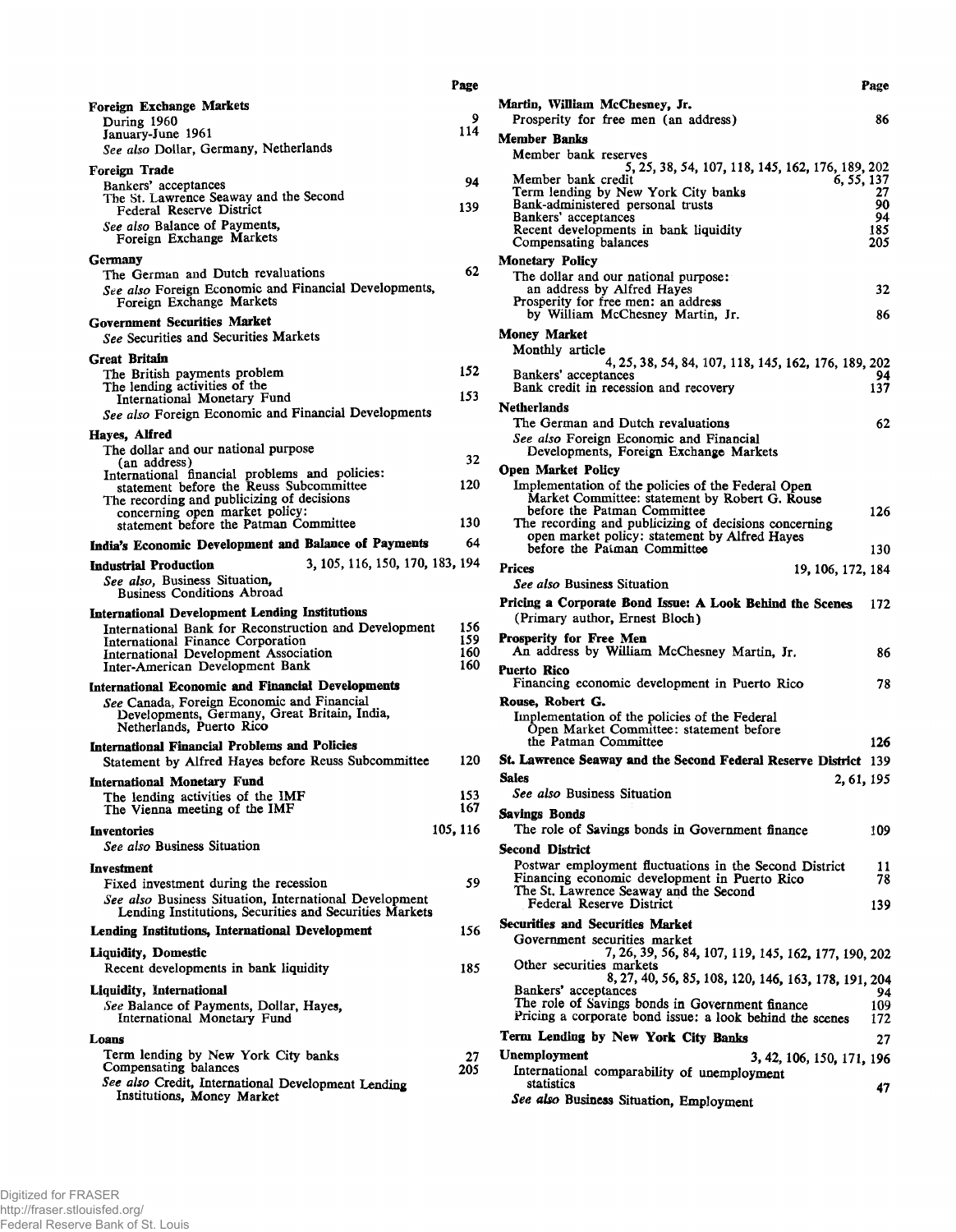| | Page |
|---|---|
| **Foreign Exchange Markets** | |
| During 1960 | 9 |
| January-June 1961 | 114 |
| *See also* Dollar, Germany, Netherlands | |
| **Foreign Trade** | |
| Bankers' acceptances | 94 |
| The St. Lawrence Seaway and the Second Federal Reserve District | 139 |
| *See also* Balance of Payments, Foreign Exchange Markets | |
| **Germany** | |
| The German and Dutch revaluations | 62 |
| *See also* Foreign Economic and Financial Developments, Foreign Exchange Markets | |
| **Government Securities Market** | |
| *See* Securities and Securities Markets | |
| **Great Britain** | |
| The British payments problem | 152 |
| The lending activities of the International Monetary Fund | 153 |
| *See also* Foreign Economic and Financial Developments | |
| **Hayes, Alfred** | |
| The dollar and our national purpose (an address) | 32 |
| International financial problems and policies: statement before the Reuss Subcommittee | 120 |
| The recording and publicizing of decisions concerning open market policy: statement before the Patman Committee | 130 |
| **India's Economic Development and Balance of Payments** | 64 |
| **Industrial Production** | 3, 105, 116, 150, 170, 183, 194 |
| *See also*, Business Situation, Business Conditions Abroad | |
| **International Development Lending Institutions** | |
| International Bank for Reconstruction and Development | 156 |
| International Finance Corporation | 159 |
| International Development Association | 160 |
| Inter-American Development Bank | 160 |
| **International Economic and Financial Developments** | |
| *See* Canada, Foreign Economic and Financial Developments, Germany, Great Britain, India, Netherlands, Puerto Rico | |
| **International Financial Problems and Policies** | |
| Statement by Alfred Hayes before Reuss Subcommittee | 120 |
| **International Monetary Fund** | |
| The lending activities of the IMF | 153 |
| The Vienna meeting of the IMF | 167 |
| **Inventories** | 105, 116 |
| *See also* Business Situation | |
| **Investment** | |
| Fixed investment during the recession | 59 |
| *See also* Business Situation, International Development Lending Institutions, Securities and Securities Markets | |
| **Lending Institutions, International Development** | 156 |
| **Liquidity, Domestic** | |
| Recent developments in bank liquidity | 185 |
| **Liquidity, International** | |
| *See* Balance of Payments, Dollar, Hayes, International Monetary Fund | |
| **Loans** | |
| Term lending by New York City banks | 27 |
| Compensating balances | 205 |
| *See also* Credit, International Development Lending Institutions, Money Market | |
| **Martin, William McChesney, Jr.** | |
| Prosperity for free men (an address) | 86 |
| **Member Banks** | |
| Member bank reserves | 5, 25, 38, 54, 107, 118, 145, 162, 176, 189, 202 |
| Member bank credit | 6, 55, 137 |
| Term lending by New York City banks | 27 |
| Bank-administered personal trusts | 90 |
| Bankers' acceptances | 94 |
| Recent developments in bank liquidity | 185 |
| Compensating balances | 205 |
| **Monetary Policy** | |
| The dollar and our national purpose: an address by Alfred Hayes | 32 |
| Prosperity for free men: an address by William McChesney Martin, Jr. | 86 |
| **Money Market** | |
| Monthly article | 4, 25, 38, 54, 84, 107, 118, 145, 162, 176, 189, 202 |
| Bankers' acceptances | 94 |
| Bank credit in recession and recovery | 137 |
| **Netherlands** | |
| The German and Dutch revaluations | 62 |
| *See also* Foreign Economic and Financial Developments, Foreign Exchange Markets | |
| **Open Market Policy** | |
| Implementation of the policies of the Federal Open Market Committee: statement by Robert G. Rouse before the Patman Committee | 126 |
| The recording and publicizing of decisions concerning open market policy: statement by Alfred Hayes before the Patman Committee | 130 |
| **Prices** | 19, 106, 172, 184 |
| *See also* Business Situation | |
| **Pricing a Corporate Bond Issue: A Look Behind the Scenes** (Primary author, Ernest Bloch) | 172 |
| **Prosperity for Free Men** | |
| An address by William McChesney Martin, Jr. | 86 |
| **Puerto Rico** | |
| Financing economic development in Puerto Rico | 78 |
| **Rouse, Robert G.** | |
| Implementation of the policies of the Federal Open Market Committee: statement before the Patman Committee | 126 |
| **St. Lawrence Seaway and the Second Federal Reserve District** | 139 |
| **Sales** | 2, 61, 195 |
| *See also* Business Situation | |
| **Savings Bonds** | |
| The role of Savings bonds in Government finance | 109 |
| **Second District** | |
| Postwar employment fluctuations in the Second District | 11 |
| Financing economic development in Puerto Rico | 78 |
| The St. Lawrence Seaway and the Second Federal Reserve District | 139 |
| **Securities and Securities Market** | |
| Government securities market | 7, 26, 39, 56, 84, 107, 119, 145, 162, 177, 190, 202 |
| Other securities markets | 8, 27, 40, 56, 85, 108, 120, 146, 163, 178, 191, 204 |
| Bankers' acceptances | 94 |
| The role of Savings bonds in Government finance | 109 |
| Pricing a corporate bond issue: a look behind the scenes | 172 |
| **Term Lending by New York City Banks** | 27 |
| **Unemployment** | 3, 42, 106, 150, 171, 196 |
| International comparability of unemployment statistics | 47 |
| *See also* Business Situation, Employment | |